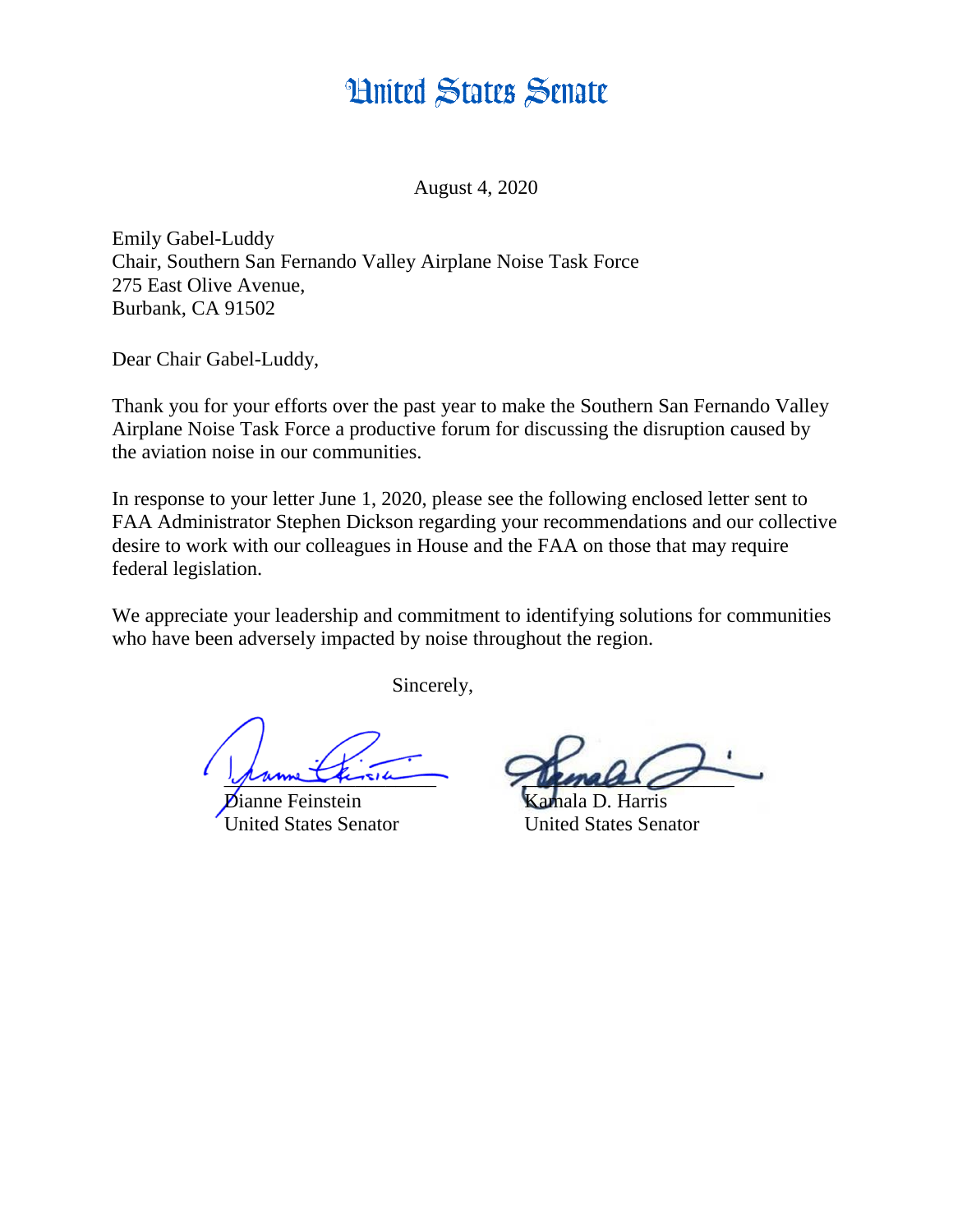# United States Senate

August 4, 2020

Emily Gabel-Luddy
Chair, Southern San Fernando Valley Airplane Noise Task Force
275 East Olive Avenue,
Burbank, CA 91502

Dear Chair Gabel-Luddy,

Thank you for your efforts over the past year to make the Southern San Fernando Valley Airplane Noise Task Force a productive forum for discussing the disruption caused by the aviation noise in our communities.

In response to your letter June 1, 2020, please see the following enclosed letter sent to FAA Administrator Stephen Dickson regarding your recommendations and our collective desire to work with our colleagues in House and the FAA on those that may require federal legislation.

We appreciate your leadership and commitment to identifying solutions for communities who have been adversely impacted by noise throughout the region.

Sincerely,

Dianne Feinstein
United States Senator

Kamala D. Harris
United States Senator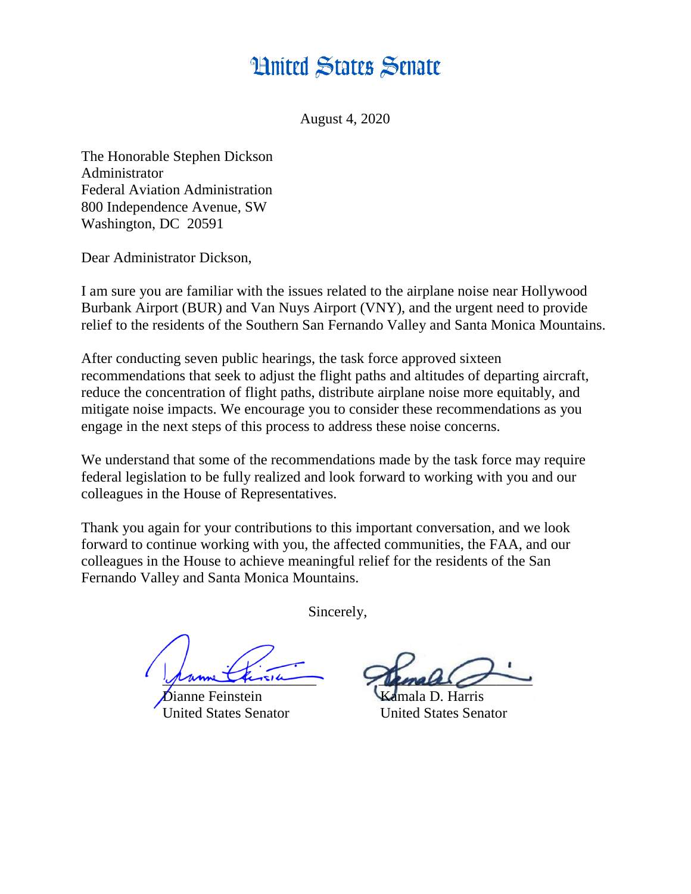# United States Senate

August 4, 2020

The Honorable Stephen Dickson
Administrator
Federal Aviation Administration
800 Independence Avenue, SW
Washington, DC 20591

Dear Administrator Dickson,

I am sure you are familiar with the issues related to the airplane noise near Hollywood Burbank Airport (BUR) and Van Nuys Airport (VNY), and the urgent need to provide relief to the residents of the Southern San Fernando Valley and Santa Monica Mountains.

After conducting seven public hearings, the task force approved sixteen recommendations that seek to adjust the flight paths and altitudes of departing aircraft, reduce the concentration of flight paths, distribute airplane noise more equitably, and mitigate noise impacts. We encourage you to consider these recommendations as you engage in the next steps of this process to address these noise concerns.

We understand that some of the recommendations made by the task force may require federal legislation to be fully realized and look forward to working with you and our colleagues in the House of Representatives.

Thank you again for your contributions to this important conversation, and we look forward to continue working with you, the affected communities, the FAA, and our colleagues in the House to achieve meaningful relief for the residents of the San Fernando Valley and Santa Monica Mountains.

Sincerely,

Dianne Feinstein
United States Senator

Kamala D. Harris
United States Senator